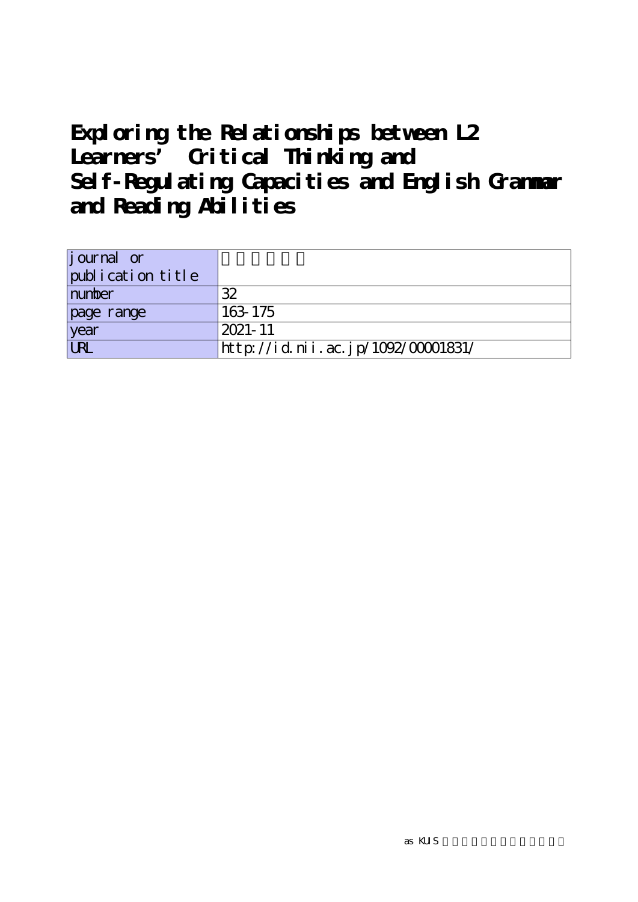# Exploring the Relationships between L2 Learners' Critical Thinking and Self-Regulating Capacities and English Grammar and Reading Abilities

| journal or publication title | |
|---|---|
| number | 32 |
| page range | 163-175 |
| year | 2021-11 |
| URL | http://id.nii.ac.jp/1092/00001831/ |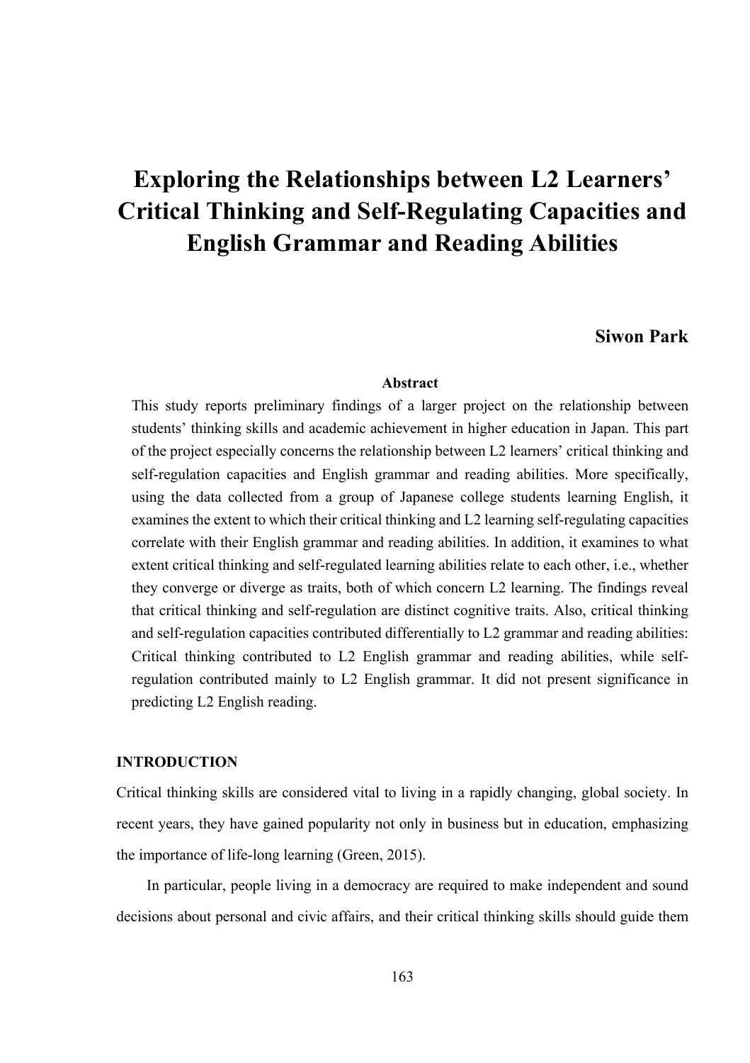# Exploring the Relationships between L2 Learners' Critical Thinking and Self-Regulating Capacities and English Grammar and Reading Abilities

**Siwon Park**

### Abstract

This study reports preliminary findings of a larger project on the relationship between students' thinking skills and academic achievement in higher education in Japan. This part of the project especially concerns the relationship between L2 learners' critical thinking and self-regulation capacities and English grammar and reading abilities. More specifically, using the data collected from a group of Japanese college students learning English, it examines the extent to which their critical thinking and L2 learning self-regulating capacities correlate with their English grammar and reading abilities. In addition, it examines to what extent critical thinking and self-regulated learning abilities relate to each other, i.e., whether they converge or diverge as traits, both of which concern L2 learning. The findings reveal that critical thinking and self-regulation are distinct cognitive traits. Also, critical thinking and self-regulation capacities contributed differentially to L2 grammar and reading abilities: Critical thinking contributed to L2 English grammar and reading abilities, while self-regulation contributed mainly to L2 English grammar. It did not present significance in predicting L2 English reading.

## INTRODUCTION

Critical thinking skills are considered vital to living in a rapidly changing, global society. In recent years, they have gained popularity not only in business but in education, emphasizing the importance of life-long learning (Green, 2015).

In particular, people living in a democracy are required to make independent and sound decisions about personal and civic affairs, and their critical thinking skills should guide them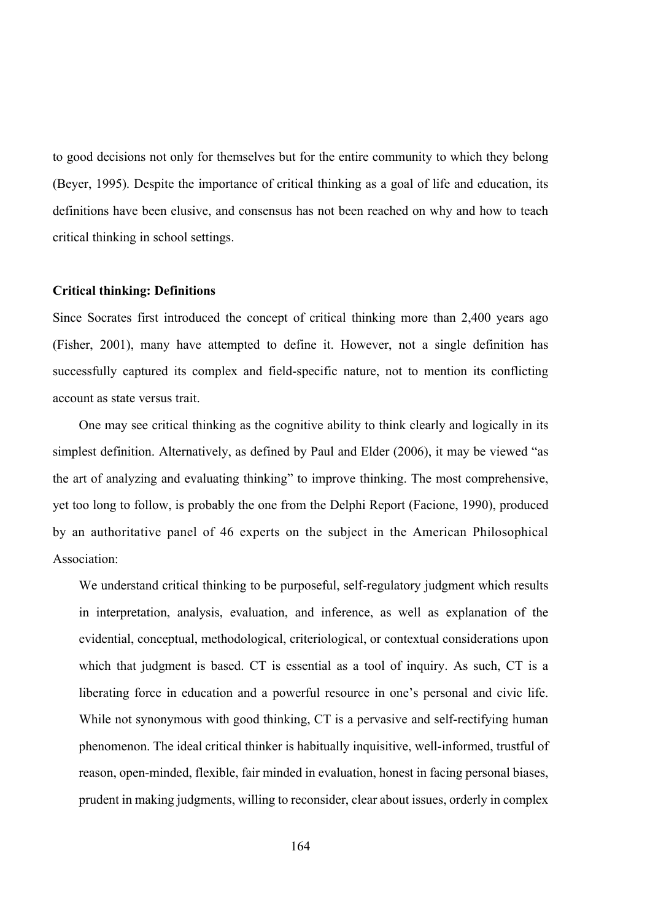to good decisions not only for themselves but for the entire community to which they belong (Beyer, 1995). Despite the importance of critical thinking as a goal of life and education, its definitions have been elusive, and consensus has not been reached on why and how to teach critical thinking in school settings.

**Critical thinking: Definitions**

Since Socrates first introduced the concept of critical thinking more than 2,400 years ago (Fisher, 2001), many have attempted to define it. However, not a single definition has successfully captured its complex and field-specific nature, not to mention its conflicting account as state versus trait.

One may see critical thinking as the cognitive ability to think clearly and logically in its simplest definition. Alternatively, as defined by Paul and Elder (2006), it may be viewed "as the art of analyzing and evaluating thinking" to improve thinking. The most comprehensive, yet too long to follow, is probably the one from the Delphi Report (Facione, 1990), produced by an authoritative panel of 46 experts on the subject in the American Philosophical Association:

> We understand critical thinking to be purposeful, self-regulatory judgment which results in interpretation, analysis, evaluation, and inference, as well as explanation of the evidential, conceptual, methodological, criteriological, or contextual considerations upon which that judgment is based. CT is essential as a tool of inquiry. As such, CT is a liberating force in education and a powerful resource in one's personal and civic life. While not synonymous with good thinking, CT is a pervasive and self-rectifying human phenomenon. The ideal critical thinker is habitually inquisitive, well-informed, trustful of reason, open-minded, flexible, fair minded in evaluation, honest in facing personal biases, prudent in making judgments, willing to reconsider, clear about issues, orderly in complex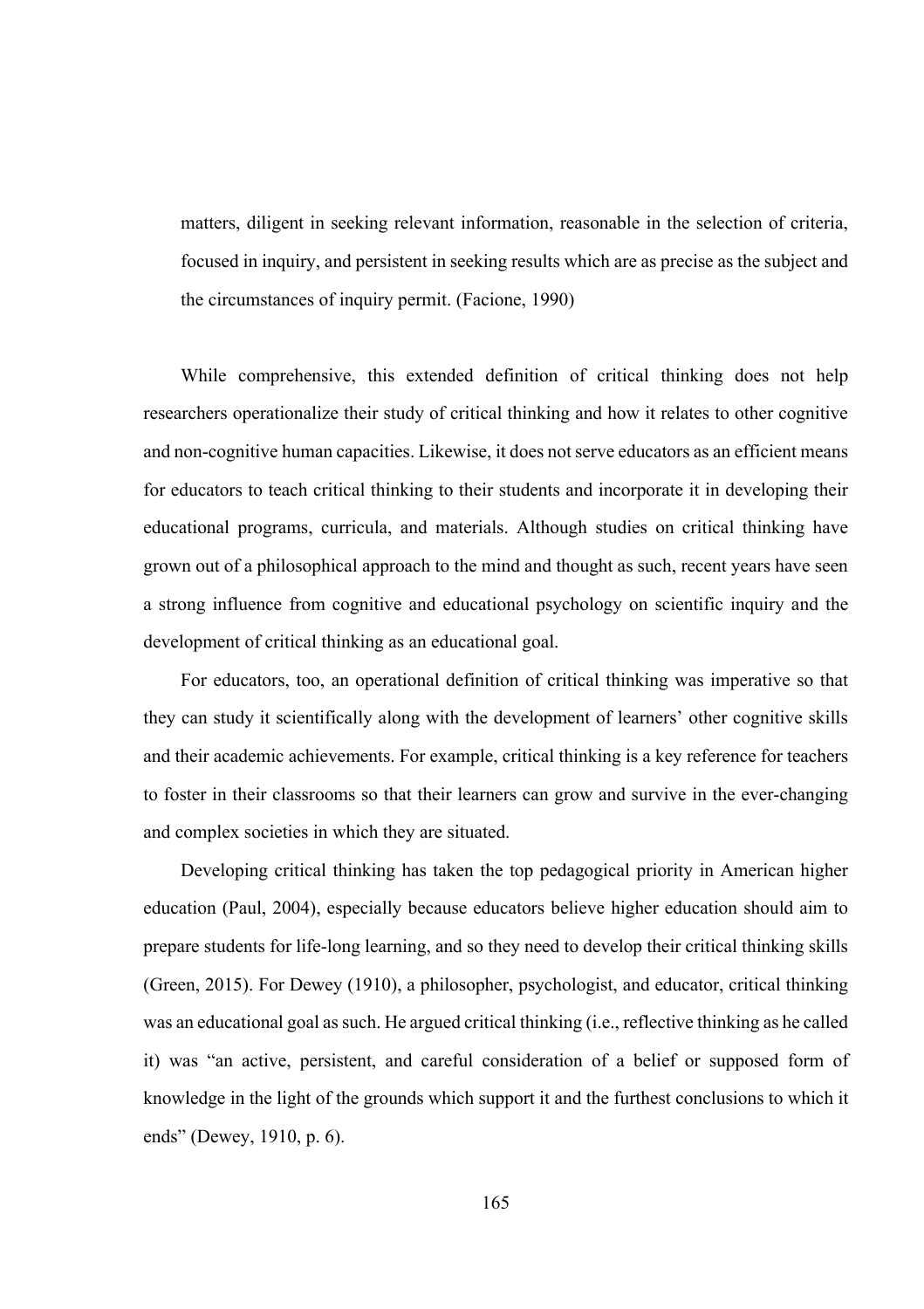> matters, diligent in seeking relevant information, reasonable in the selection of criteria, focused in inquiry, and persistent in seeking results which are as precise as the subject and the circumstances of inquiry permit. (Facione, 1990)

While comprehensive, this extended definition of critical thinking does not help researchers operationalize their study of critical thinking and how it relates to other cognitive and non-cognitive human capacities. Likewise, it does not serve educators as an efficient means for educators to teach critical thinking to their students and incorporate it in developing their educational programs, curricula, and materials. Although studies on critical thinking have grown out of a philosophical approach to the mind and thought as such, recent years have seen a strong influence from cognitive and educational psychology on scientific inquiry and the development of critical thinking as an educational goal.

For educators, too, an operational definition of critical thinking was imperative so that they can study it scientifically along with the development of learners' other cognitive skills and their academic achievements. For example, critical thinking is a key reference for teachers to foster in their classrooms so that their learners can grow and survive in the ever-changing and complex societies in which they are situated.

Developing critical thinking has taken the top pedagogical priority in American higher education (Paul, 2004), especially because educators believe higher education should aim to prepare students for life-long learning, and so they need to develop their critical thinking skills (Green, 2015). For Dewey (1910), a philosopher, psychologist, and educator, critical thinking was an educational goal as such. He argued critical thinking (i.e., reflective thinking as he called it) was "an active, persistent, and careful consideration of a belief or supposed form of knowledge in the light of the grounds which support it and the furthest conclusions to which it ends" (Dewey, 1910, p. 6).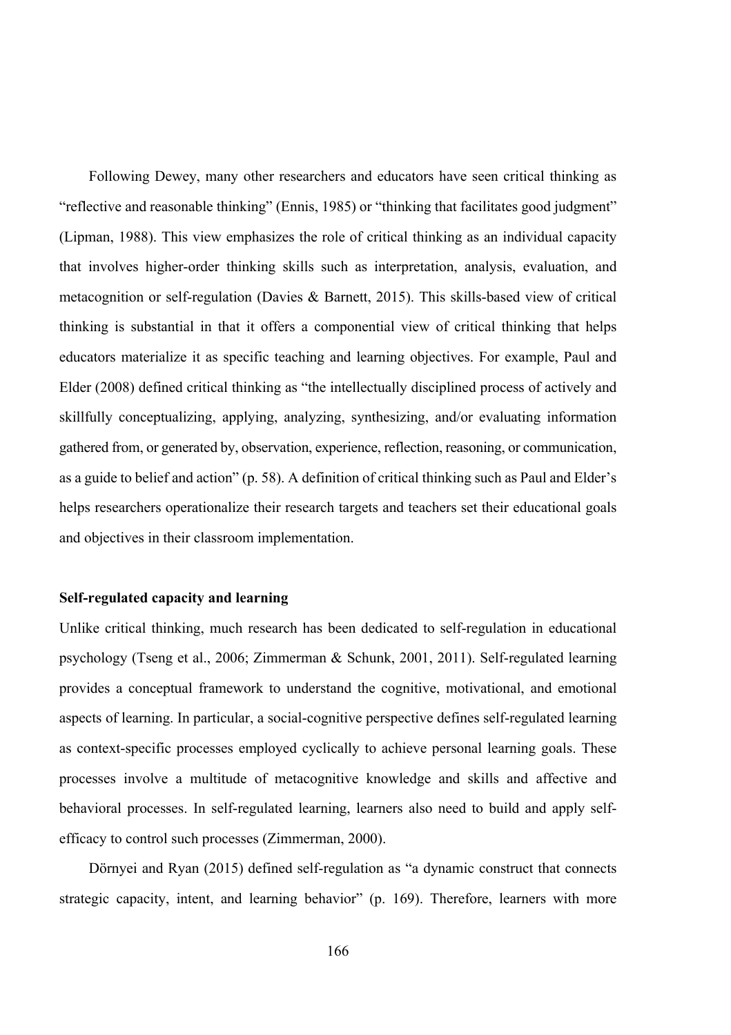Following Dewey, many other researchers and educators have seen critical thinking as "reflective and reasonable thinking" (Ennis, 1985) or "thinking that facilitates good judgment" (Lipman, 1988). This view emphasizes the role of critical thinking as an individual capacity that involves higher-order thinking skills such as interpretation, analysis, evaluation, and metacognition or self-regulation (Davies & Barnett, 2015). This skills-based view of critical thinking is substantial in that it offers a componential view of critical thinking that helps educators materialize it as specific teaching and learning objectives. For example, Paul and Elder (2008) defined critical thinking as "the intellectually disciplined process of actively and skillfully conceptualizing, applying, analyzing, synthesizing, and/or evaluating information gathered from, or generated by, observation, experience, reflection, reasoning, or communication, as a guide to belief and action" (p. 58). A definition of critical thinking such as Paul and Elder's helps researchers operationalize their research targets and teachers set their educational goals and objectives in their classroom implementation.

**Self-regulated capacity and learning**

Unlike critical thinking, much research has been dedicated to self-regulation in educational psychology (Tseng et al., 2006; Zimmerman & Schunk, 2001, 2011). Self-regulated learning provides a conceptual framework to understand the cognitive, motivational, and emotional aspects of learning. In particular, a social-cognitive perspective defines self-regulated learning as context-specific processes employed cyclically to achieve personal learning goals. These processes involve a multitude of metacognitive knowledge and skills and affective and behavioral processes. In self-regulated learning, learners also need to build and apply self-efficacy to control such processes (Zimmerman, 2000).

Dörnyei and Ryan (2015) defined self-regulation as "a dynamic construct that connects strategic capacity, intent, and learning behavior" (p. 169). Therefore, learners with more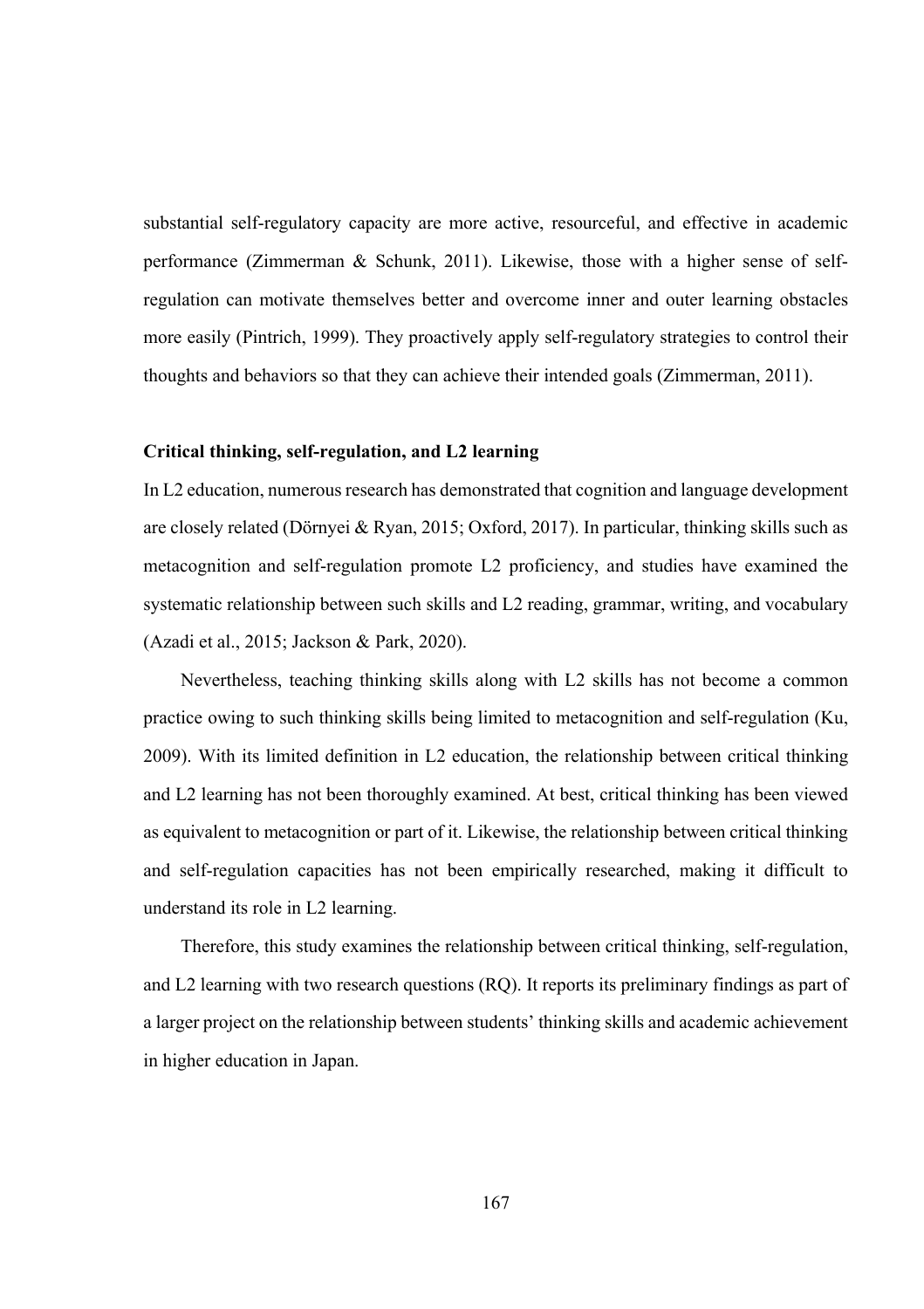substantial self-regulatory capacity are more active, resourceful, and effective in academic performance (Zimmerman & Schunk, 2011). Likewise, those with a higher sense of self-regulation can motivate themselves better and overcome inner and outer learning obstacles more easily (Pintrich, 1999). They proactively apply self-regulatory strategies to control their thoughts and behaviors so that they can achieve their intended goals (Zimmerman, 2011).

**Critical thinking, self-regulation, and L2 learning**

In L2 education, numerous research has demonstrated that cognition and language development are closely related (Dörnyei & Ryan, 2015; Oxford, 2017). In particular, thinking skills such as metacognition and self-regulation promote L2 proficiency, and studies have examined the systematic relationship between such skills and L2 reading, grammar, writing, and vocabulary (Azadi et al., 2015; Jackson & Park, 2020).

Nevertheless, teaching thinking skills along with L2 skills has not become a common practice owing to such thinking skills being limited to metacognition and self-regulation (Ku, 2009). With its limited definition in L2 education, the relationship between critical thinking and L2 learning has not been thoroughly examined. At best, critical thinking has been viewed as equivalent to metacognition or part of it. Likewise, the relationship between critical thinking and self-regulation capacities has not been empirically researched, making it difficult to understand its role in L2 learning.

Therefore, this study examines the relationship between critical thinking, self-regulation, and L2 learning with two research questions (RQ). It reports its preliminary findings as part of a larger project on the relationship between students' thinking skills and academic achievement in higher education in Japan.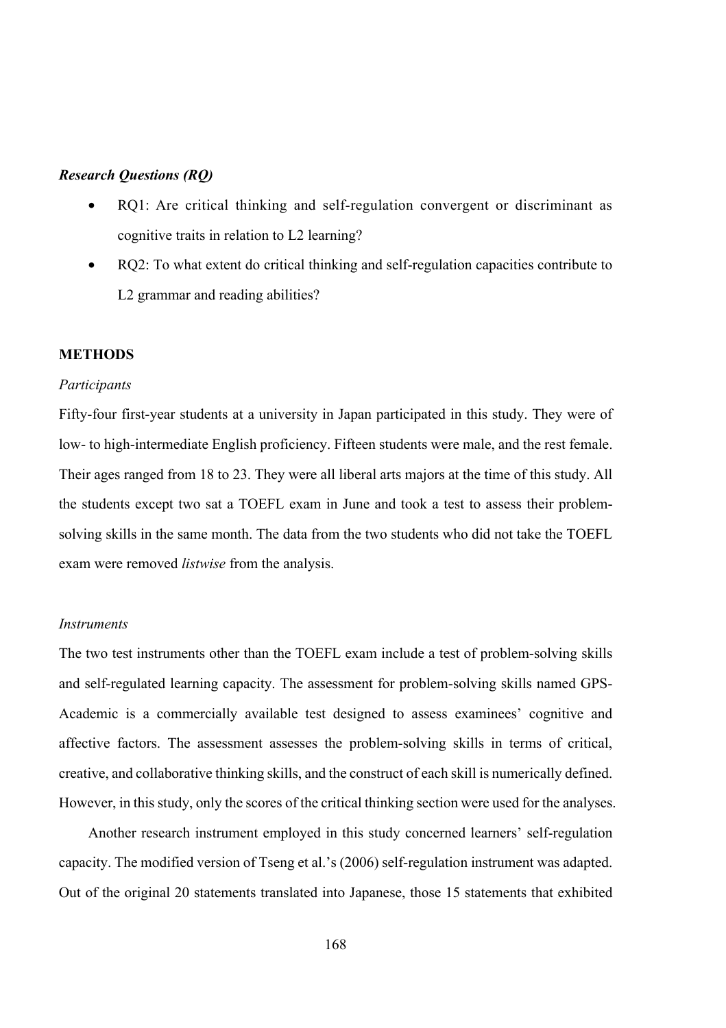### *Research Questions (RQ)*

- RQ1: Are critical thinking and self-regulation convergent or discriminant as cognitive traits in relation to L2 learning?
- RQ2: To what extent do critical thinking and self-regulation capacities contribute to L2 grammar and reading abilities?

## METHODS

### *Participants*

Fifty-four first-year students at a university in Japan participated in this study. They were of low- to high-intermediate English proficiency. Fifteen students were male, and the rest female. Their ages ranged from 18 to 23. They were all liberal arts majors at the time of this study. All the students except two sat a TOEFL exam in June and took a test to assess their problem-solving skills in the same month. The data from the two students who did not take the TOEFL exam were removed *listwise* from the analysis.

### *Instruments*

The two test instruments other than the TOEFL exam include a test of problem-solving skills and self-regulated learning capacity. The assessment for problem-solving skills named GPS-Academic is a commercially available test designed to assess examinees' cognitive and affective factors. The assessment assesses the problem-solving skills in terms of critical, creative, and collaborative thinking skills, and the construct of each skill is numerically defined. However, in this study, only the scores of the critical thinking section were used for the analyses.

Another research instrument employed in this study concerned learners' self-regulation capacity. The modified version of Tseng et al.'s (2006) self-regulation instrument was adapted. Out of the original 20 statements translated into Japanese, those 15 statements that exhibited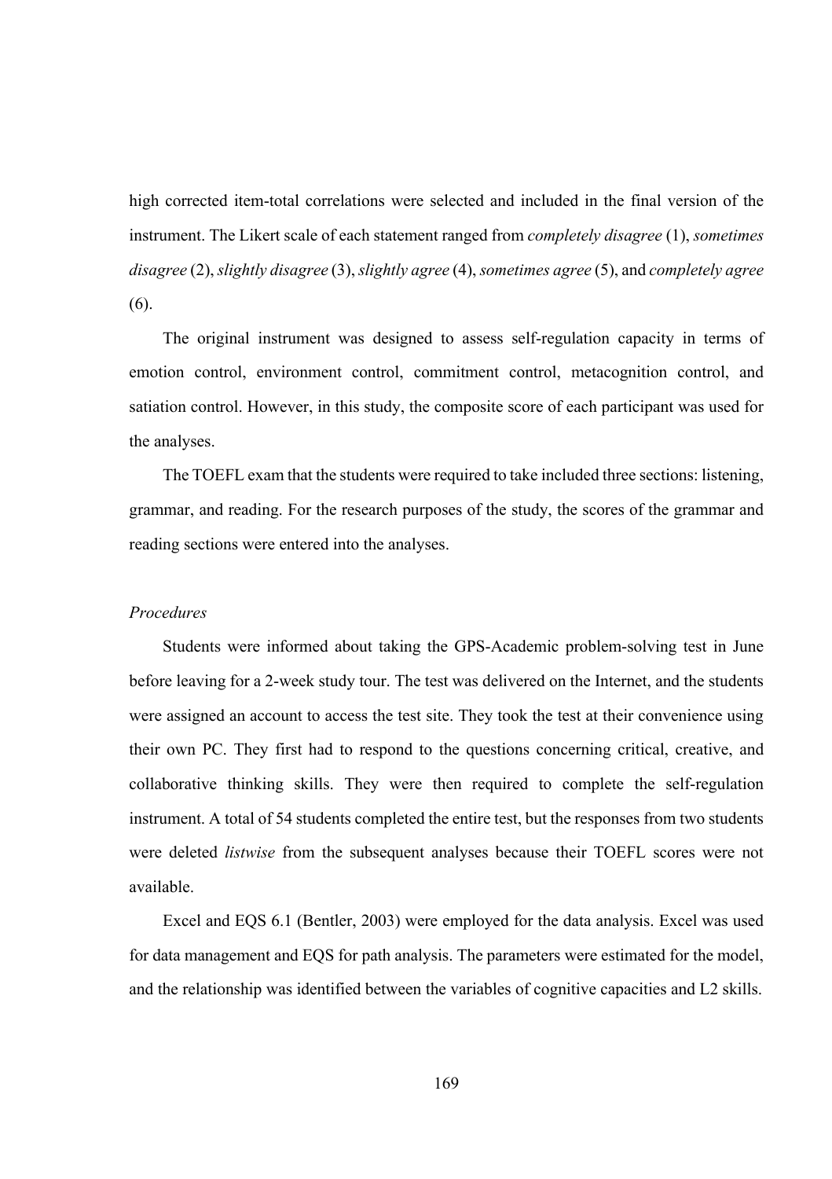high corrected item-total correlations were selected and included in the final version of the instrument. The Likert scale of each statement ranged from *completely disagree* (1), *sometimes disagree* (2), *slightly disagree* (3), *slightly agree* (4), *sometimes agree* (5), and *completely agree* (6).

The original instrument was designed to assess self-regulation capacity in terms of emotion control, environment control, commitment control, metacognition control, and satiation control. However, in this study, the composite score of each participant was used for the analyses.

The TOEFL exam that the students were required to take included three sections: listening, grammar, and reading. For the research purposes of the study, the scores of the grammar and reading sections were entered into the analyses.

*Procedures*

Students were informed about taking the GPS-Academic problem-solving test in June before leaving for a 2-week study tour. The test was delivered on the Internet, and the students were assigned an account to access the test site. They took the test at their convenience using their own PC. They first had to respond to the questions concerning critical, creative, and collaborative thinking skills. They were then required to complete the self-regulation instrument. A total of 54 students completed the entire test, but the responses from two students were deleted *listwise* from the subsequent analyses because their TOEFL scores were not available.

Excel and EQS 6.1 (Bentler, 2003) were employed for the data analysis. Excel was used for data management and EQS for path analysis. The parameters were estimated for the model, and the relationship was identified between the variables of cognitive capacities and L2 skills.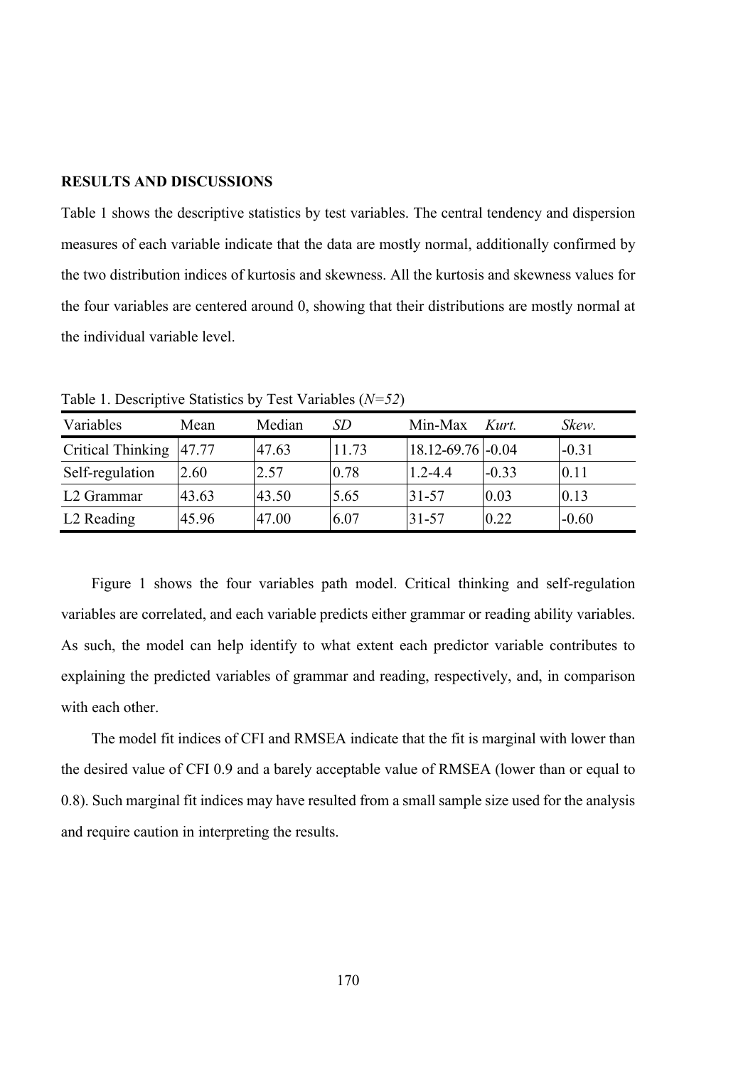## RESULTS AND DISCUSSIONS

Table 1 shows the descriptive statistics by test variables. The central tendency and dispersion measures of each variable indicate that the data are mostly normal, additionally confirmed by the two distribution indices of kurtosis and skewness. All the kurtosis and skewness values for the four variables are centered around 0, showing that their distributions are mostly normal at the individual variable level.

Table 1. Descriptive Statistics by Test Variables (*N=52*)

| Variables | Mean | Median | *SD* | Min-Max | *Kurt.* | *Skew.* |
|---|---|---|---|---|---|---|
| Critical Thinking | 47.77 | 47.63 | 11.73 | 18.12-69.76 | -0.04 | -0.31 |
| Self-regulation | 2.60 | 2.57 | 0.78 | 1.2-4.4 | -0.33 | 0.11 |
| L2 Grammar | 43.63 | 43.50 | 5.65 | 31-57 | 0.03 | 0.13 |
| L2 Reading | 45.96 | 47.00 | 6.07 | 31-57 | 0.22 | -0.60 |

Figure 1 shows the four variables path model. Critical thinking and self-regulation variables are correlated, and each variable predicts either grammar or reading ability variables. As such, the model can help identify to what extent each predictor variable contributes to explaining the predicted variables of grammar and reading, respectively, and, in comparison with each other.

The model fit indices of CFI and RMSEA indicate that the fit is marginal with lower than the desired value of CFI 0.9 and a barely acceptable value of RMSEA (lower than or equal to 0.8). Such marginal fit indices may have resulted from a small sample size used for the analysis and require caution in interpreting the results.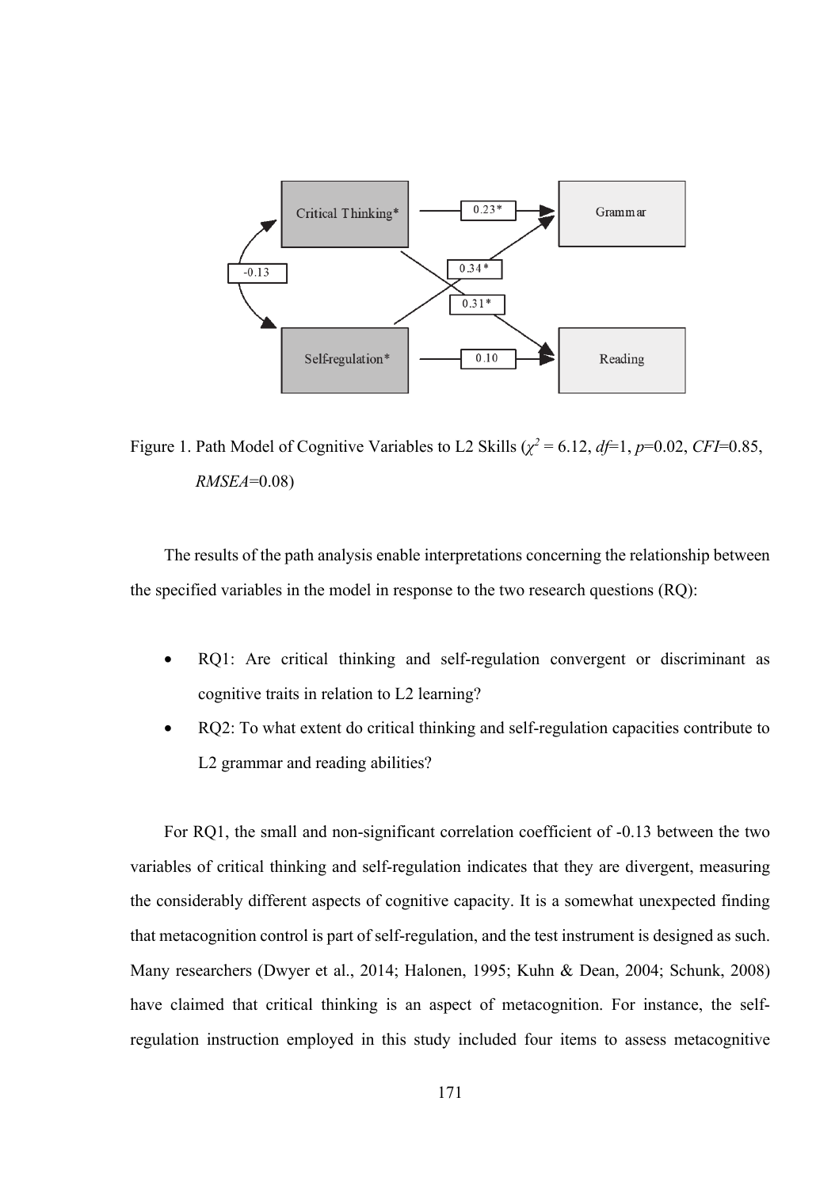Figure 1. Path Model of Cognitive Variables to L2 Skills ($\chi^2$ = 6.12, *df*=1, *p*=0.02, *CFI*=0.85, *RMSEA*=0.08)

The results of the path analysis enable interpretations concerning the relationship between the specified variables in the model in response to the two research questions (RQ):

- RQ1: Are critical thinking and self-regulation convergent or discriminant as cognitive traits in relation to L2 learning?
- RQ2: To what extent do critical thinking and self-regulation capacities contribute to L2 grammar and reading abilities?

For RQ1, the small and non-significant correlation coefficient of -0.13 between the two variables of critical thinking and self-regulation indicates that they are divergent, measuring the considerably different aspects of cognitive capacity. It is a somewhat unexpected finding that metacognition control is part of self-regulation, and the test instrument is designed as such. Many researchers (Dwyer et al., 2014; Halonen, 1995; Kuhn & Dean, 2004; Schunk, 2008) have claimed that critical thinking is an aspect of metacognition. For instance, the self-regulation instruction employed in this study included four items to assess metacognitive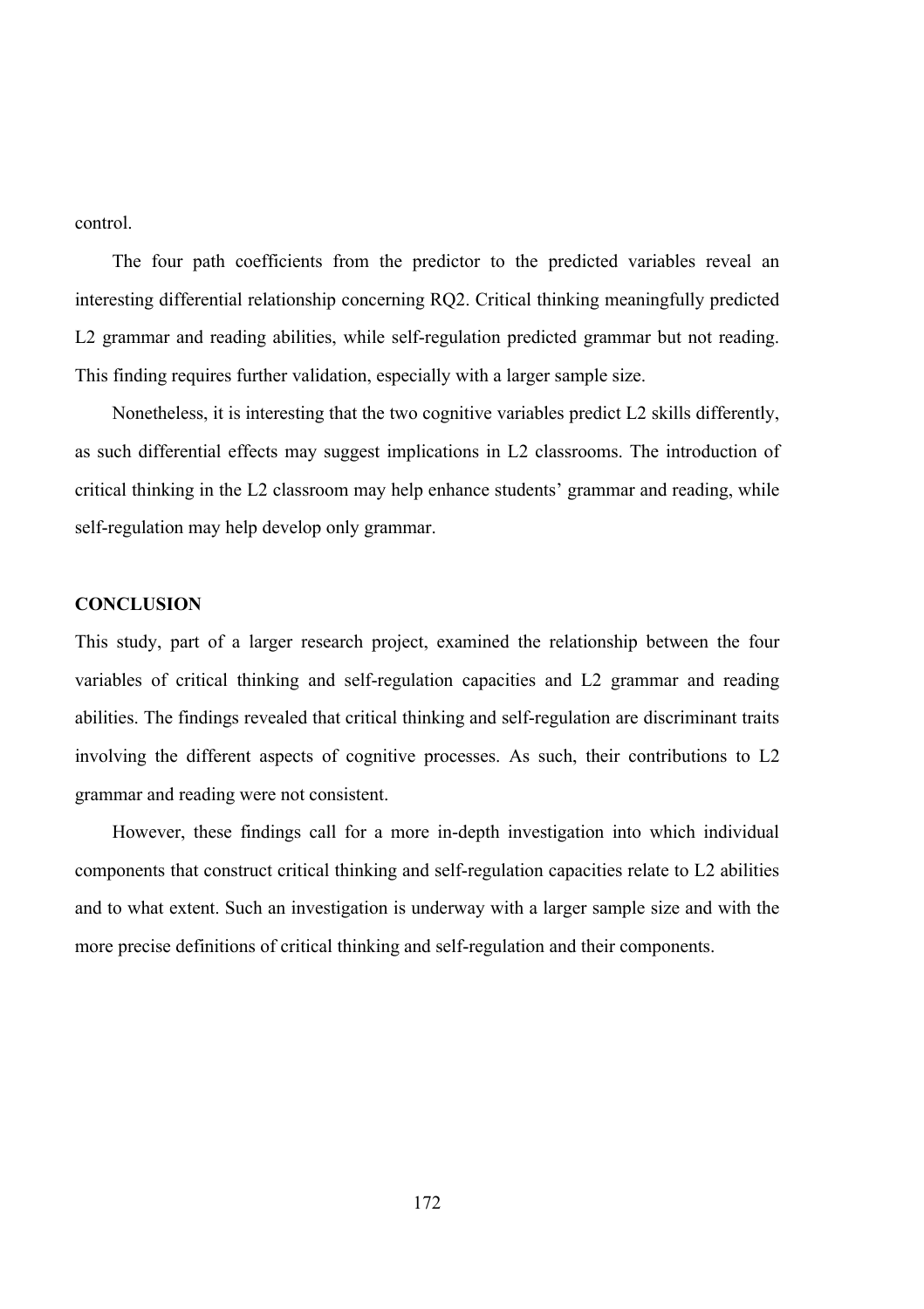control.

The four path coefficients from the predictor to the predicted variables reveal an interesting differential relationship concerning RQ2. Critical thinking meaningfully predicted L2 grammar and reading abilities, while self-regulation predicted grammar but not reading. This finding requires further validation, especially with a larger sample size.

Nonetheless, it is interesting that the two cognitive variables predict L2 skills differently, as such differential effects may suggest implications in L2 classrooms. The introduction of critical thinking in the L2 classroom may help enhance students' grammar and reading, while self-regulation may help develop only grammar.

## CONCLUSION

This study, part of a larger research project, examined the relationship between the four variables of critical thinking and self-regulation capacities and L2 grammar and reading abilities. The findings revealed that critical thinking and self-regulation are discriminant traits involving the different aspects of cognitive processes. As such, their contributions to L2 grammar and reading were not consistent.

However, these findings call for a more in-depth investigation into which individual components that construct critical thinking and self-regulation capacities relate to L2 abilities and to what extent. Such an investigation is underway with a larger sample size and with the more precise definitions of critical thinking and self-regulation and their components.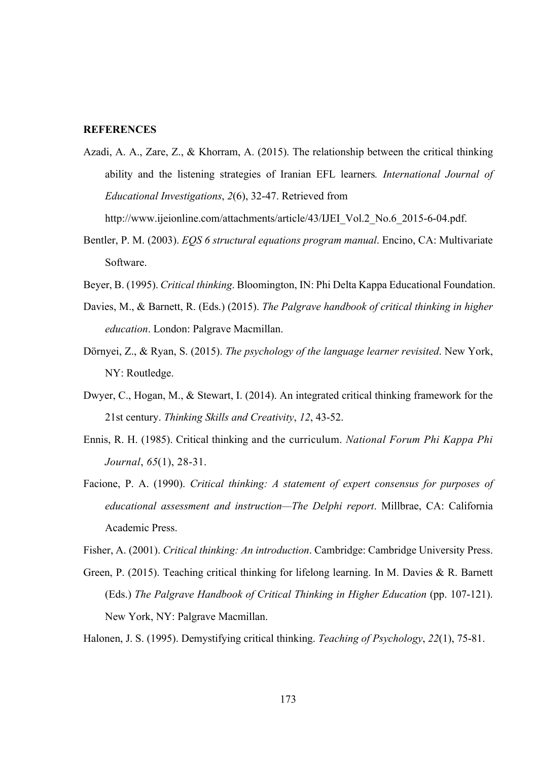## REFERENCES

Azadi, A. A., Zare, Z., & Khorram, A. (2015). The relationship between the critical thinking ability and the listening strategies of Iranian EFL learners. *International Journal of Educational Investigations*, *2*(6), 32-47. Retrieved from http://www.ijeionline.com/attachments/article/43/IJEI_Vol.2_No.6_2015-6-04.pdf.

Bentler, P. M. (2003). *EQS 6 structural equations program manual*. Encino, CA: Multivariate Software.

Beyer, B. (1995). *Critical thinking*. Bloomington, IN: Phi Delta Kappa Educational Foundation.

Davies, M., & Barnett, R. (Eds.) (2015). *The Palgrave handbook of critical thinking in higher education*. London: Palgrave Macmillan.

Dörnyei, Z., & Ryan, S. (2015). *The psychology of the language learner revisited*. New York, NY: Routledge.

Dwyer, C., Hogan, M., & Stewart, I. (2014). An integrated critical thinking framework for the 21st century. *Thinking Skills and Creativity*, *12*, 43-52.

Ennis, R. H. (1985). Critical thinking and the curriculum. *National Forum Phi Kappa Phi Journal*, *65*(1), 28-31.

Facione, P. A. (1990). *Critical thinking: A statement of expert consensus for purposes of educational assessment and instruction—The Delphi report*. Millbrae, CA: California Academic Press.

Fisher, A. (2001). *Critical thinking: An introduction*. Cambridge: Cambridge University Press.

Green, P. (2015). Teaching critical thinking for lifelong learning. In M. Davies & R. Barnett (Eds.) *The Palgrave Handbook of Critical Thinking in Higher Education* (pp. 107-121). New York, NY: Palgrave Macmillan.

Halonen, J. S. (1995). Demystifying critical thinking. *Teaching of Psychology*, *22*(1), 75-81.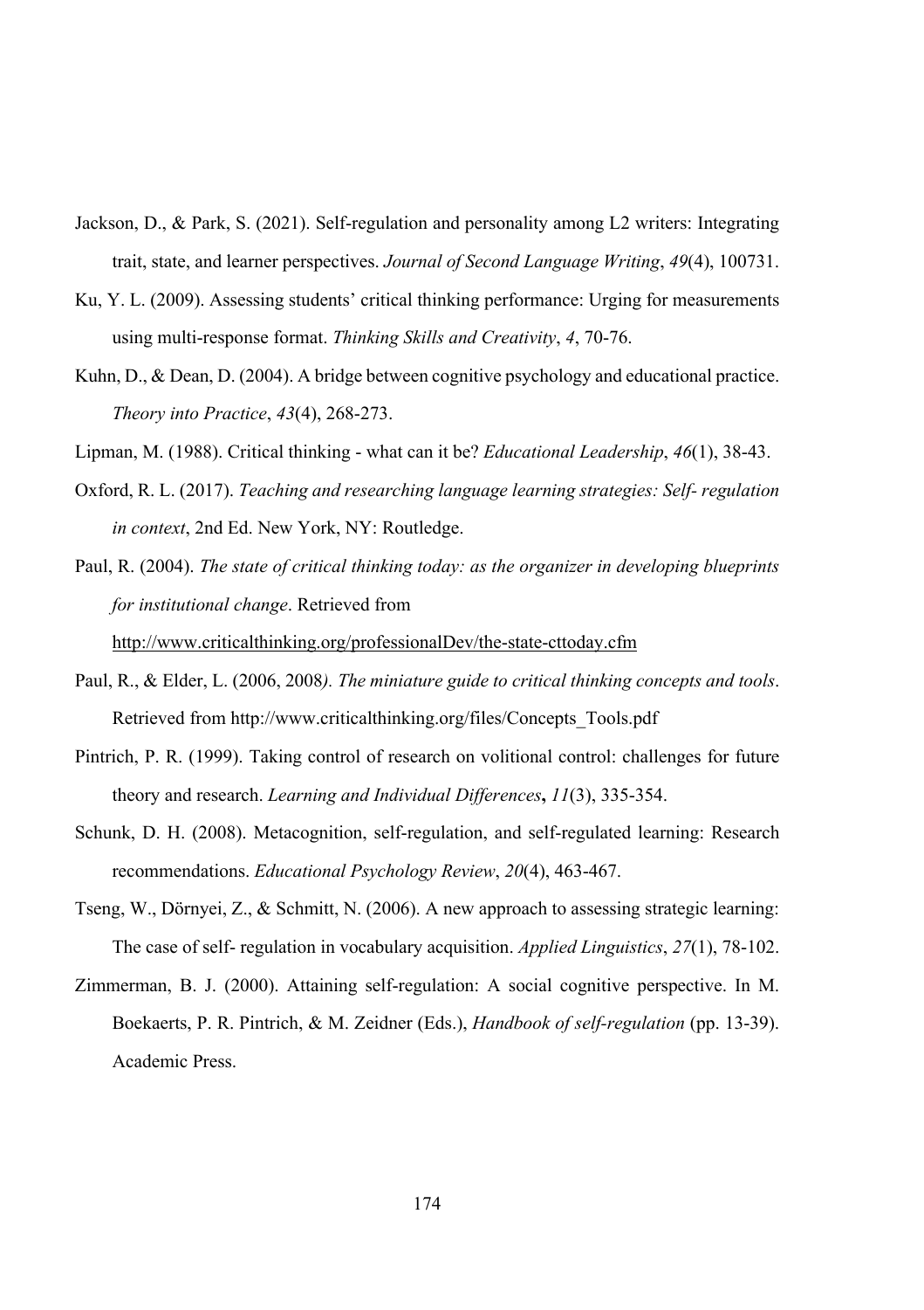Jackson, D., & Park, S. (2021). Self-regulation and personality among L2 writers: Integrating trait, state, and learner perspectives. *Journal of Second Language Writing*, *49*(4), 100731.

Ku, Y. L. (2009). Assessing students' critical thinking performance: Urging for measurements using multi-response format. *Thinking Skills and Creativity*, *4*, 70-76.

Kuhn, D., & Dean, D. (2004). A bridge between cognitive psychology and educational practice. *Theory into Practice*, *43*(4), 268-273.

Lipman, M. (1988). Critical thinking - what can it be? *Educational Leadership*, *46*(1), 38-43.

Oxford, R. L. (2017). *Teaching and researching language learning strategies: Self- regulation in context*, 2nd Ed. New York, NY: Routledge.

Paul, R. (2004). *The state of critical thinking today: as the organizer in developing blueprints for institutional change*. Retrieved from http://www.criticalthinking.org/professionalDev/the-state-cttoday.cfm

Paul, R., & Elder, L. (2006, 2008*). The miniature guide to critical thinking concepts and tools*. Retrieved from http://www.criticalthinking.org/files/Concepts_Tools.pdf

Pintrich, P. R. (1999). Taking control of research on volitional control: challenges for future theory and research. *Learning and Individual Differences***,** *11*(3), 335-354.

Schunk, D. H. (2008). Metacognition, self-regulation, and self-regulated learning: Research recommendations. *Educational Psychology Review*, *20*(4), 463-467.

Tseng, W., Dörnyei, Z., & Schmitt, N. (2006). A new approach to assessing strategic learning: The case of self- regulation in vocabulary acquisition. *Applied Linguistics*, *27*(1), 78-102.

Zimmerman, B. J. (2000). Attaining self-regulation: A social cognitive perspective. In M. Boekaerts, P. R. Pintrich, & M. Zeidner (Eds.), *Handbook of self-regulation* (pp. 13-39). Academic Press.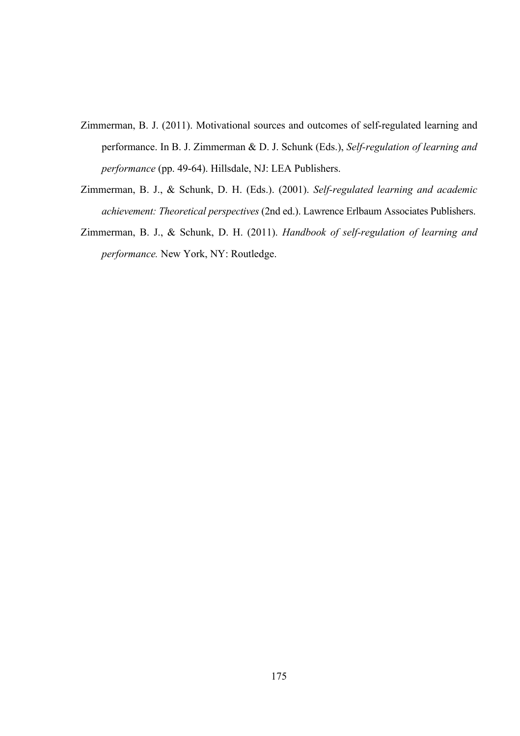Zimmerman, B. J. (2011). Motivational sources and outcomes of self-regulated learning and performance. In B. J. Zimmerman & D. J. Schunk (Eds.), *Self-regulation of learning and performance* (pp. 49-64). Hillsdale, NJ: LEA Publishers.

Zimmerman, B. J., & Schunk, D. H. (Eds.). (2001). *Self-regulated learning and academic achievement: Theoretical perspectives* (2nd ed.). Lawrence Erlbaum Associates Publishers.

Zimmerman, B. J., & Schunk, D. H. (2011). *Handbook of self-regulation of learning and performance.* New York, NY: Routledge.